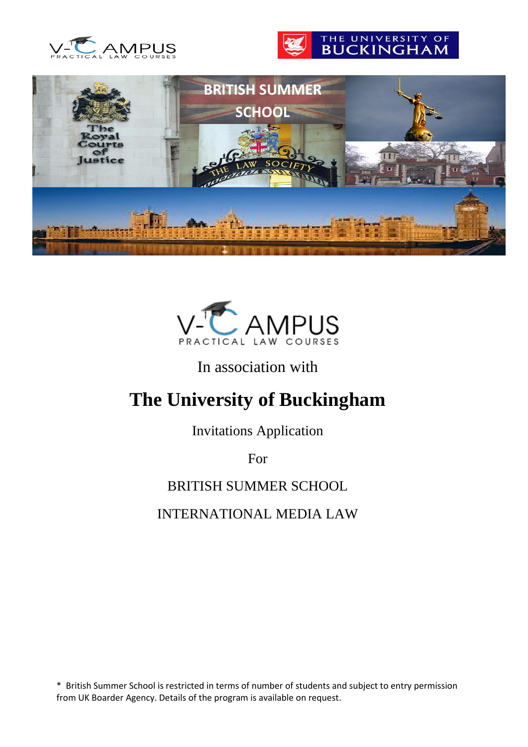V-CAMPUS PRACTICAL LAW COURSES

In association with

# The University of Buckingham

Invitations Application

For

BRITISH SUMMER SCHOOL

INTERNATIONAL MEDIA LAW

\* British Summer School is restricted in terms of number of students and subject to entry permission from UK Boarder Agency. Details of the program is available on request.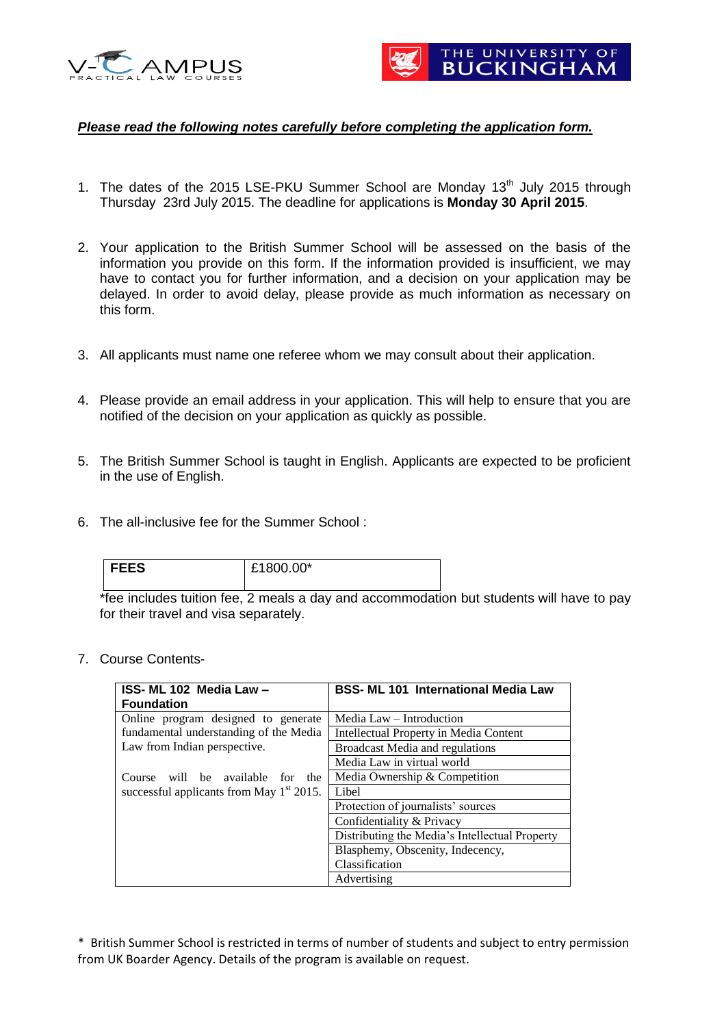***Please read the following notes carefully before completing the application form.***

1. The dates of the 2015 LSE-PKU Summer School are Monday 13th July 2015 through Thursday 23rd July 2015. The deadline for applications is **Monday 30 April 2015**.

2. Your application to the British Summer School will be assessed on the basis of the information you provide on this form. If the information provided is insufficient, we may have to contact you for further information, and a decision on your application may be delayed. In order to avoid delay, please provide as much information as necessary on this form.

3. All applicants must name one referee whom we may consult about their application.

4. Please provide an email address in your application. This will help to ensure that you are notified of the decision on your application as quickly as possible.

5. The British Summer School is taught in English. Applicants are expected to be proficient in the use of English.

6. The all-inclusive fee for the Summer School :

| **FEES** | £1800.00* |
|---|---|

*fee includes tuition fee, 2 meals a day and accommodation but students will have to pay for their travel and visa separately.

7. Course Contents-

| **ISS- ML 102 Media Law – Foundation** | **BSS- ML 101 International Media Law** |
|---|---|
| Online program designed to generate fundamental understanding of the Media Law from Indian perspective. | Media Law – Introduction |
| | Intellectual Property in Media Content |
| | Broadcast Media and regulations |
| | Media Law in virtual world |
| Course will be available for the successful applicants from May 1st 2015. | Media Ownership & Competition |
| | Libel |
| | Protection of journalists' sources |
| | Confidentiality & Privacy |
| | Distributing the Media's Intellectual Property |
| | Blasphemy, Obscenity, Indecency, Classification |
| | Advertising |

* British Summer School is restricted in terms of number of students and subject to entry permission from UK Boarder Agency. Details of the program is available on request.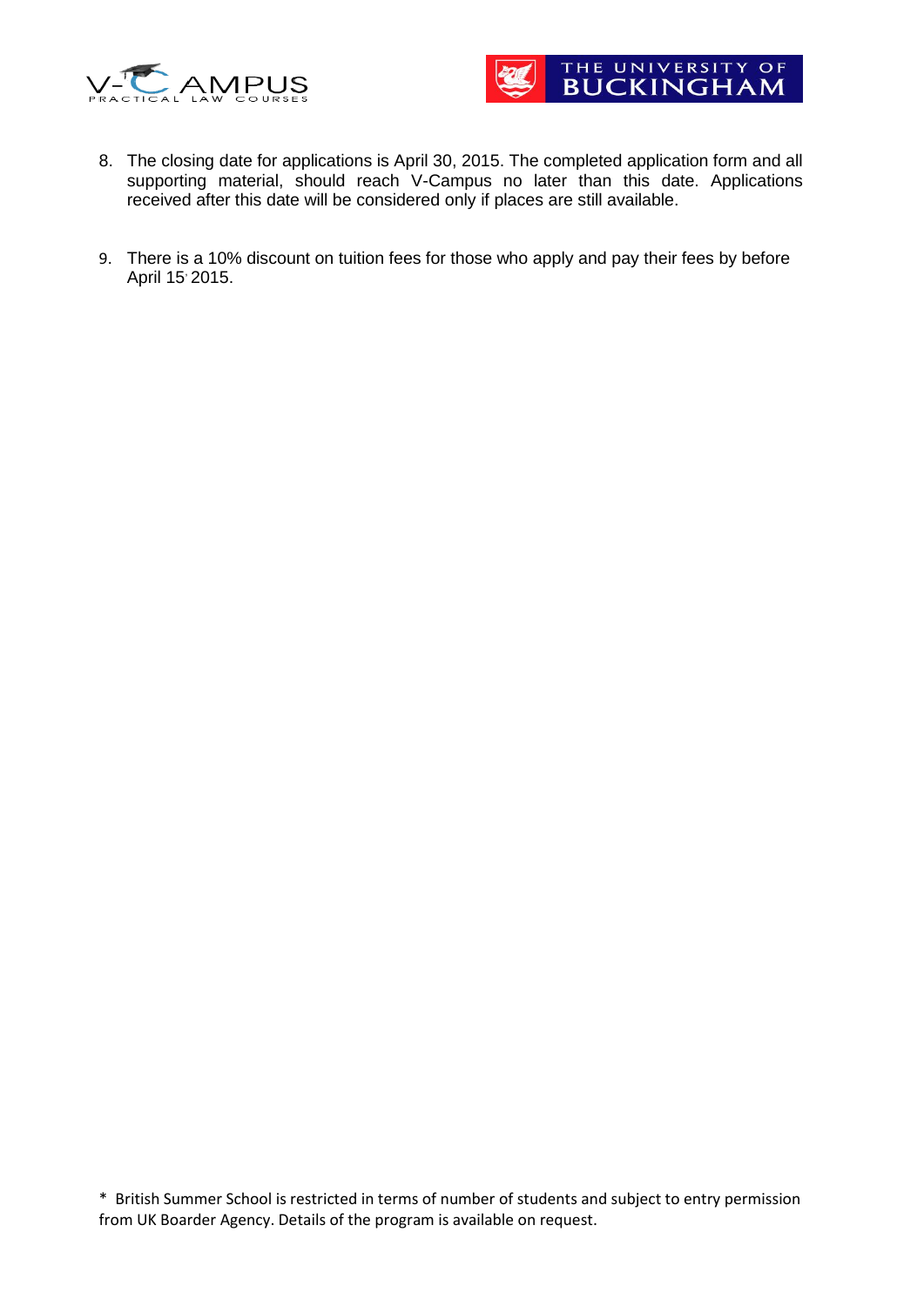8. The closing date for applications is April 30, 2015. The completed application form and all supporting material, should reach V-Campus no later than this date. Applications received after this date will be considered only if places are still available.

9. There is a 10% discount on tuition fees for those who apply and pay their fees by before April 15, 2015.

* British Summer School is restricted in terms of number of students and subject to entry permission from UK Boarder Agency. Details of the program is available on request.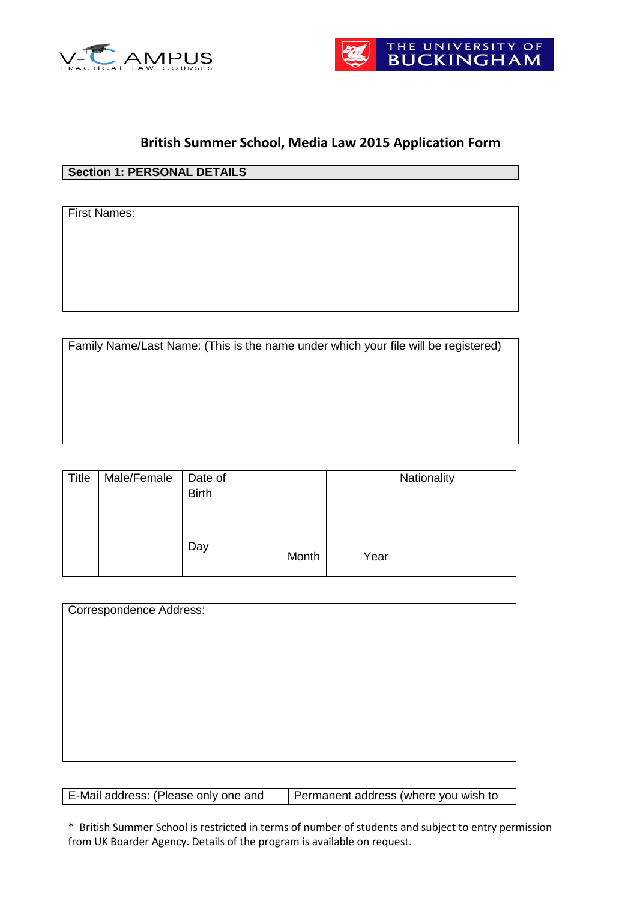V-CAMPUS PRACTICAL LAW COURSES

THE UNIVERSITY OF BUCKINGHAM

## British Summer School, Media Law 2015 Application Form

| **Section 1: PERSONAL DETAILS** |
|---|

| First Names: |
|---|
| |

| Family Name/Last Name: (This is the name under which your file will be registered) |
|---|
| |

| Title | Male/Female | Date of Birth<br><br>Day | Month | Year | Nationality |
|---|---|---|---|---|---|
| | | | | | |

| Correspondence Address: |
|---|
| |

| E-Mail address: (Please only one and | Permanent address (where you wish to |
|---|---|

\* British Summer School is restricted in terms of number of students and subject to entry permission from UK Boarder Agency. Details of the program is available on request.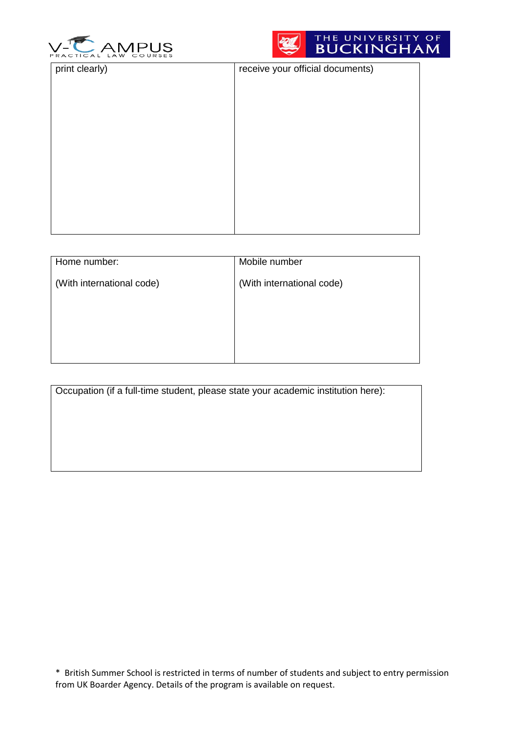| print clearly) | receive your official documents) |
| --- | --- |
| | |

| Home number:<br><br>(With international code) | Mobile number<br><br>(With international code) |
| --- | --- |
| | |

| Occupation (if a full-time student, please state your academic institution here): |
| --- |
| |

* British Summer School is restricted in terms of number of students and subject to entry permission from UK Boarder Agency. Details of the program is available on request.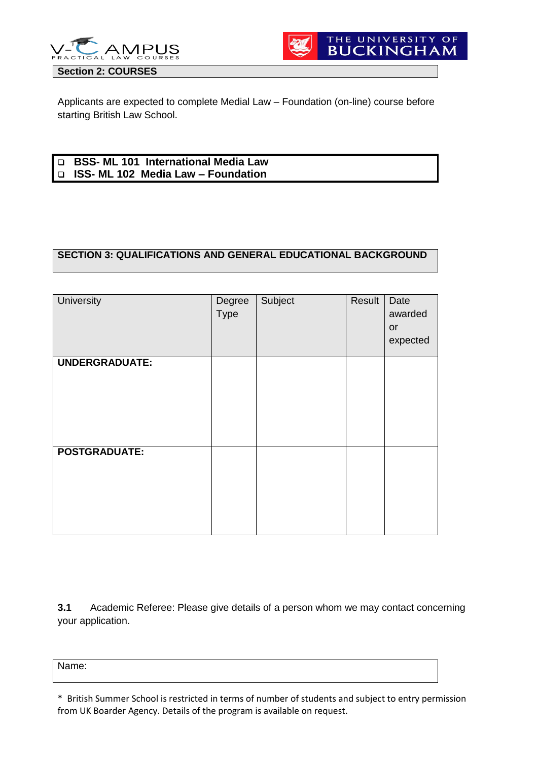## Section 2: COURSES

Applicants are expected to complete Medial Law – Foundation (on-line) course before starting British Law School.

- ❑ **BSS- ML 101 International Media Law**
- ❑ **ISS- ML 102 Media Law – Foundation**

## SECTION 3: QUALIFICATIONS AND GENERAL EDUCATIONAL BACKGROUND

| University | Degree Type | Subject | Result | Date awarded or expected |
|---|---|---|---|---|
| **UNDERGRADUATE:** | | | | |
| **POSTGRADUATE:** | | | | |

**3.1** Academic Referee: Please give details of a person whom we may contact concerning your application.

| Name: |
|---|

\* British Summer School is restricted in terms of number of students and subject to entry permission from UK Boarder Agency. Details of the program is available on request.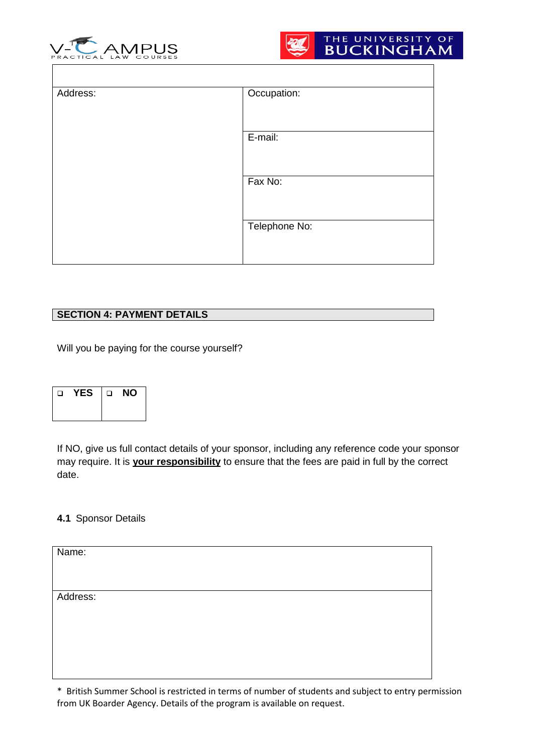| | |
|---|---|
| Address: | Occupation: |
| | E-mail: |
| | Fax No: |
| | Telephone No: |

## SECTION 4: PAYMENT DETAILS

Will you be paying for the course yourself?

| ❑ **YES** | ❑ **NO** |
|---|---|
| | |

If NO, give us full contact details of your sponsor, including any reference code your sponsor may require. It is **your responsibility** to ensure that the fees are paid in full by the correct date.

**4.1** Sponsor Details

| |
|---|
| Name: |
| Address: |

* British Summer School is restricted in terms of number of students and subject to entry permission from UK Boarder Agency. Details of the program is available on request.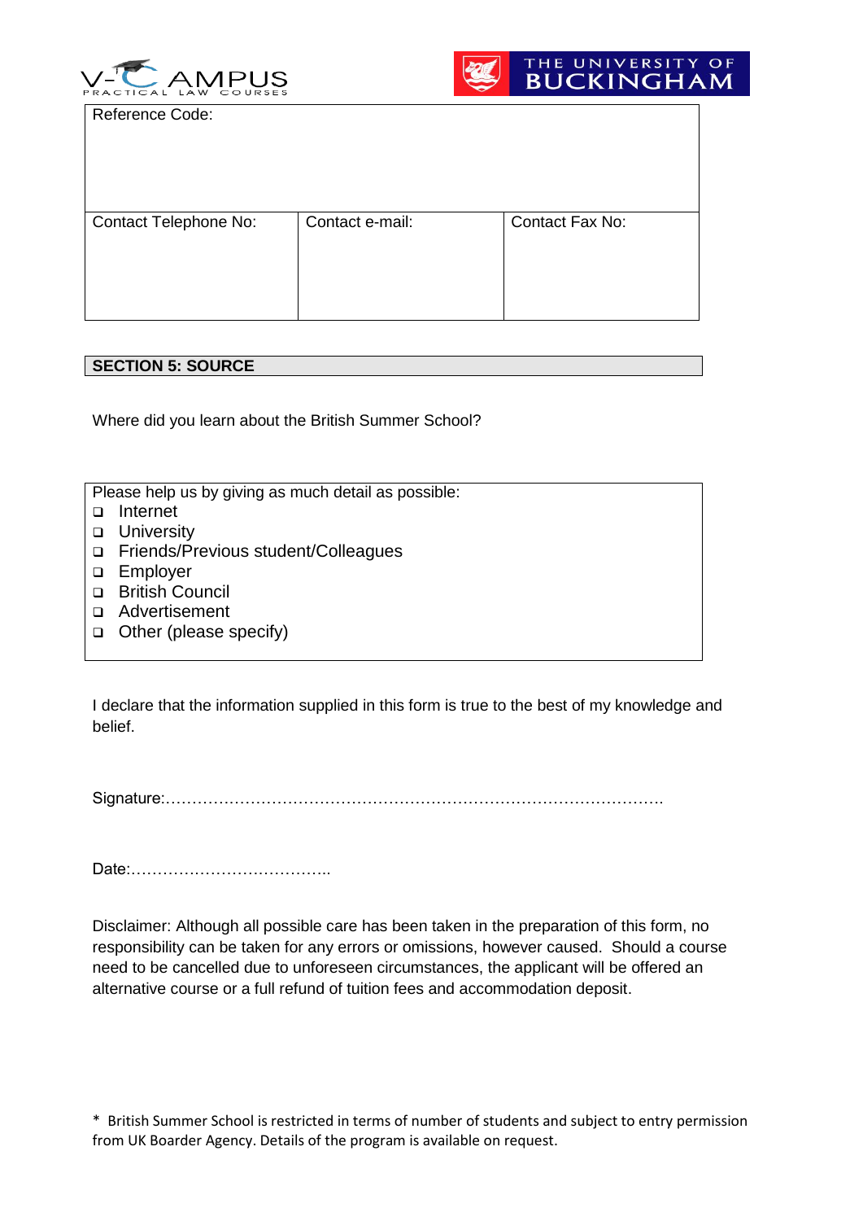V-CAMPUS PRACTICAL LAW COURSES

THE UNIVERSITY OF BUCKINGHAM

| Reference Code: | | |
|---|---|---|
| Contact Telephone No: | Contact e-mail: | Contact Fax No: |

**SECTION 5: SOURCE**

Where did you learn about the British Summer School?

Please help us by giving as much detail as possible:

- ❑ Internet
- ❑ University
- ❑ Friends/Previous student/Colleagues
- ❑ Employer
- ❑ British Council
- ❑ Advertisement
- ❑ Other (please specify)

I declare that the information supplied in this form is true to the best of my knowledge and belief.

Signature:………………………………………………………………………………….

Date:………………………………..

Disclaimer: Although all possible care has been taken in the preparation of this form, no responsibility can be taken for any errors or omissions, however caused. Should a course need to be cancelled due to unforeseen circumstances, the applicant will be offered an alternative course or a full refund of tuition fees and accommodation deposit.

* British Summer School is restricted in terms of number of students and subject to entry permission from UK Boarder Agency. Details of the program is available on request.